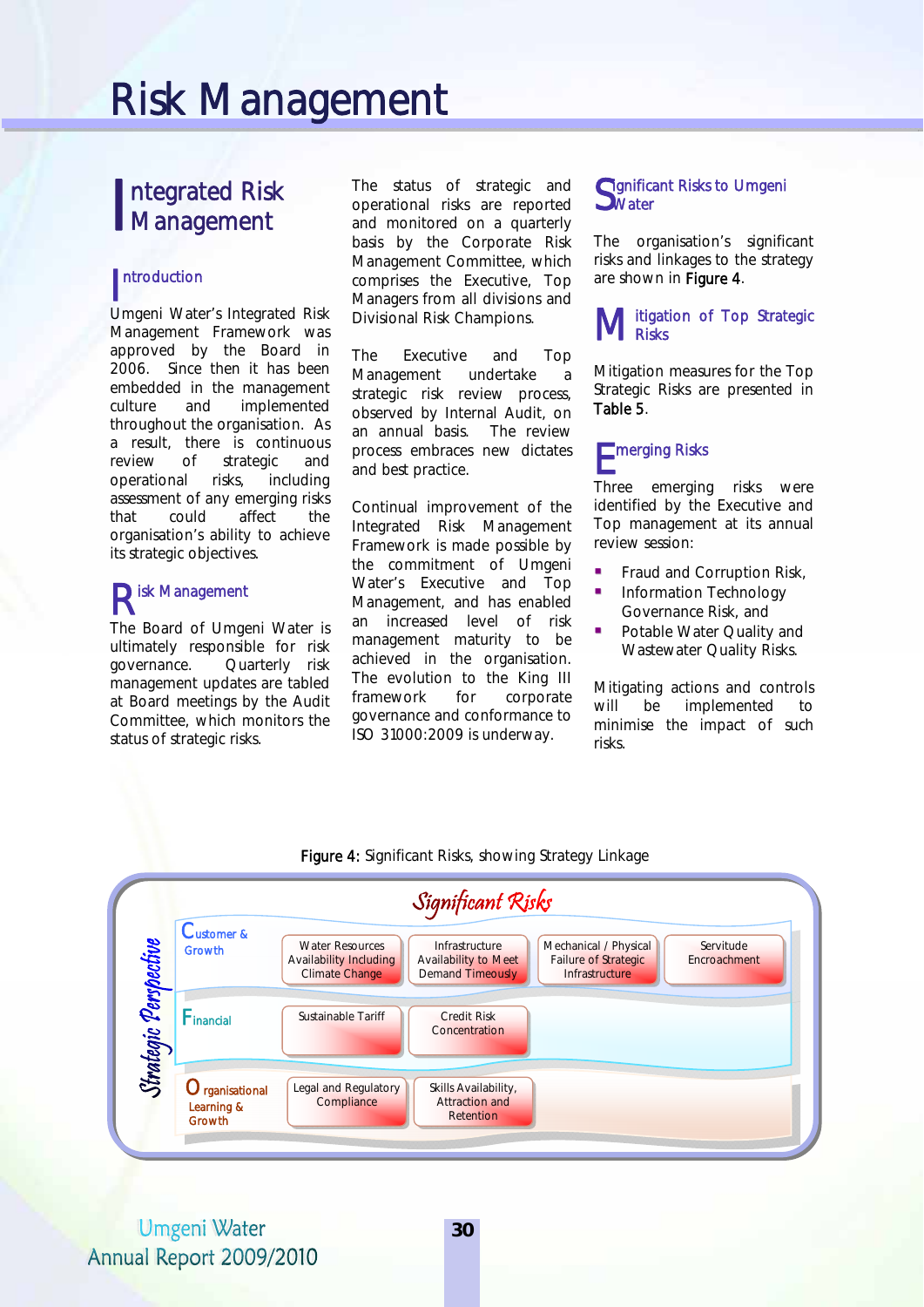# Risk Management

## Integrated Risk Management

### Introduction

Umgeni Water's Integrated Risk Management Framework was approved by the Board in 2006. Since then it has been embedded in the management culture and implemented throughout the organisation. As a result, there is continuous review of strategic and operational risks, including assessment of any emerging risks that could affect the organisation's ability to achieve its strategic objectives.

### Risk Management

The Board of Umgeni Water is ultimately responsible for risk governance. Quarterly risk management updates are tabled at Board meetings by the Audit Committee, which monitors the status of strategic risks.

The status of strategic and operational risks are reported and monitored on a quarterly basis by the Corporate Risk Management Committee, which comprises the Executive, Top Managers from all divisions and Divisional Risk Champions.

The Executive and Top Management undertake a strategic risk review process, observed by Internal Audit, on an annual basis. The review process embraces new dictates and best practice.

Continual improvement of the Integrated Risk Management Framework is made possible by the commitment of Umgeni Water's Executive and Top Management, and has enabled an increased level of risk management maturity to be achieved in the organisation. The evolution to the King III framework for corporate governance and conformance to ISO 31000:2009 is underway.

### Significant Risks to Umgeni Water

The organisation's significant risks and linkages to the strategy are shown in **Figure 4**.

### Mitigation of Top Strategic Risks

Mitigation measures for the Top Strategic Risks are presented in **Table 5**.

### Emerging Risks

Three emerging risks were identified by the Executive and Top management at its annual review session:

- Fraud and Corruption Risk,
- Information Technology Governance Risk, and
- Potable Water Quality and Wastewater Quality Risks.

Mitigating actions and controls will be implemented to minimise the impact of such risks.

**Figure 4:** Significant Risks, showing Strategy Linkage

| Strategic Perspective | Significant Risks | | | |
|---|---|---|---|---|
| Customer & Growth | Water Resources Availability Including Climate Change | Infrastructure Availability to Meet Demand Timeously | Mechanical / Physical Failure of Strategic Infrastructure | Servitude Encroachment |
| Financial | Sustainable Tariff | Credit Risk Concentration | | |
| Organisational Learning & Growth | Legal and Regulatory Compliance | Skills Availability, Attraction and Retention | | |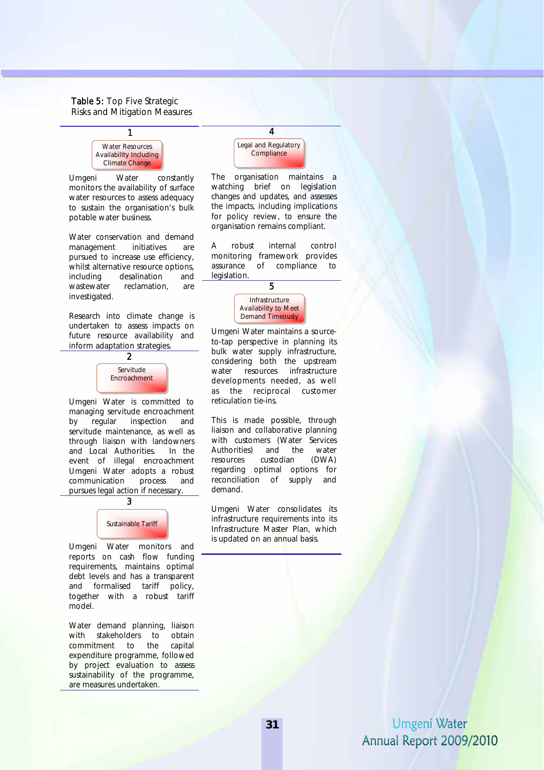**Table 5:** Top Five Strategic Risks and Mitigation Measures

### 1

**Water Resources Availability Including Climate Change**

Umgeni Water constantly monitors the availability of surface water resources to assess adequacy to sustain the organisation's bulk potable water business.

Water conservation and demand management initiatives are pursued to increase use efficiency, whilst alternative resource options, including desalination and wastewater reclamation, are investigated.

Research into climate change is undertaken to assess impacts on future resource availability and inform adaptation strategies.

### 2

**Servitude Encroachment**

Umgeni Water is committed to managing servitude encroachment by regular inspection and servitude maintenance, as well as through liaison with landowners and Local Authorities. In the event of illegal encroachment Umgeni Water adopts a robust communication process and pursues legal action if necessary.

### 3

**Sustainable Tariff**

Umgeni Water monitors and reports on cash flow funding requirements, maintains optimal debt levels and has a transparent and formalised tariff policy, together with a robust tariff model.

Water demand planning, liaison with stakeholders to obtain commitment to the capital expenditure programme, followed by project evaluation to assess sustainability of the programme, are measures undertaken.

### 4

**Legal and Regulatory Compliance**

The organisation maintains a watching brief on legislation changes and updates, and assesses the impacts, including implications for policy review, to ensure the organisation remains compliant.

A robust internal control monitoring framework provides assurance of compliance to legislation.

### 5

**Infrastructure Availability to Meet Demand Timeously**

Umgeni Water maintains a source-to-tap perspective in planning its bulk water supply infrastructure, considering both the upstream water resources infrastructure developments needed, as well as the reciprocal customer reticulation tie-ins.

This is made possible, through liaison and collaborative planning with customers (Water Services Authorities) and the water resources custodian (DWA) regarding optimal options for reconciliation of supply and demand.

Umgeni Water consolidates its infrastructure requirements into its Infrastructure Master Plan, which is updated on an annual basis.